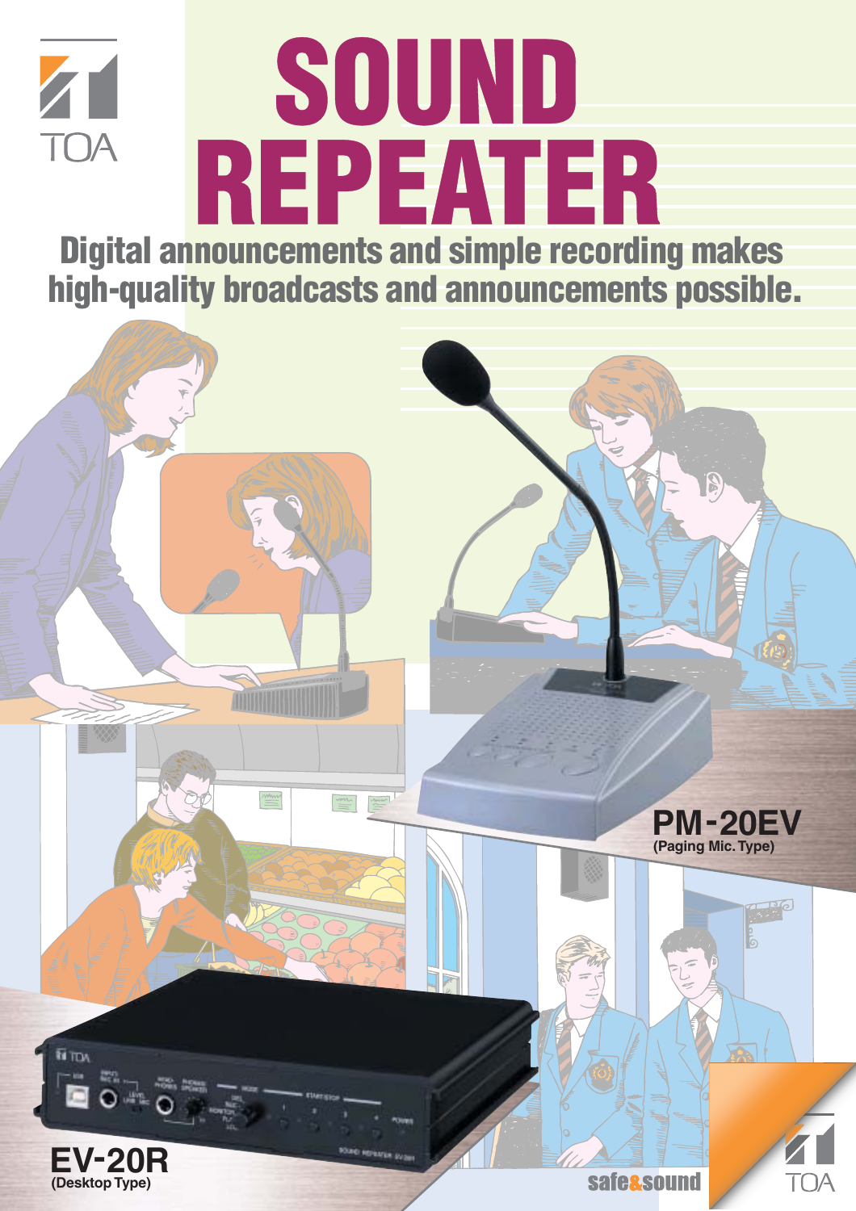TOA

# SOUND REPEATER

**Digital announcements and simple recording makes high-quality broadcasts and announcements possible.**

**PM-20EV**
**(Paging Mic. Type)**

**EV-20R**
**(Desktop Type)**

safe&sound

TOA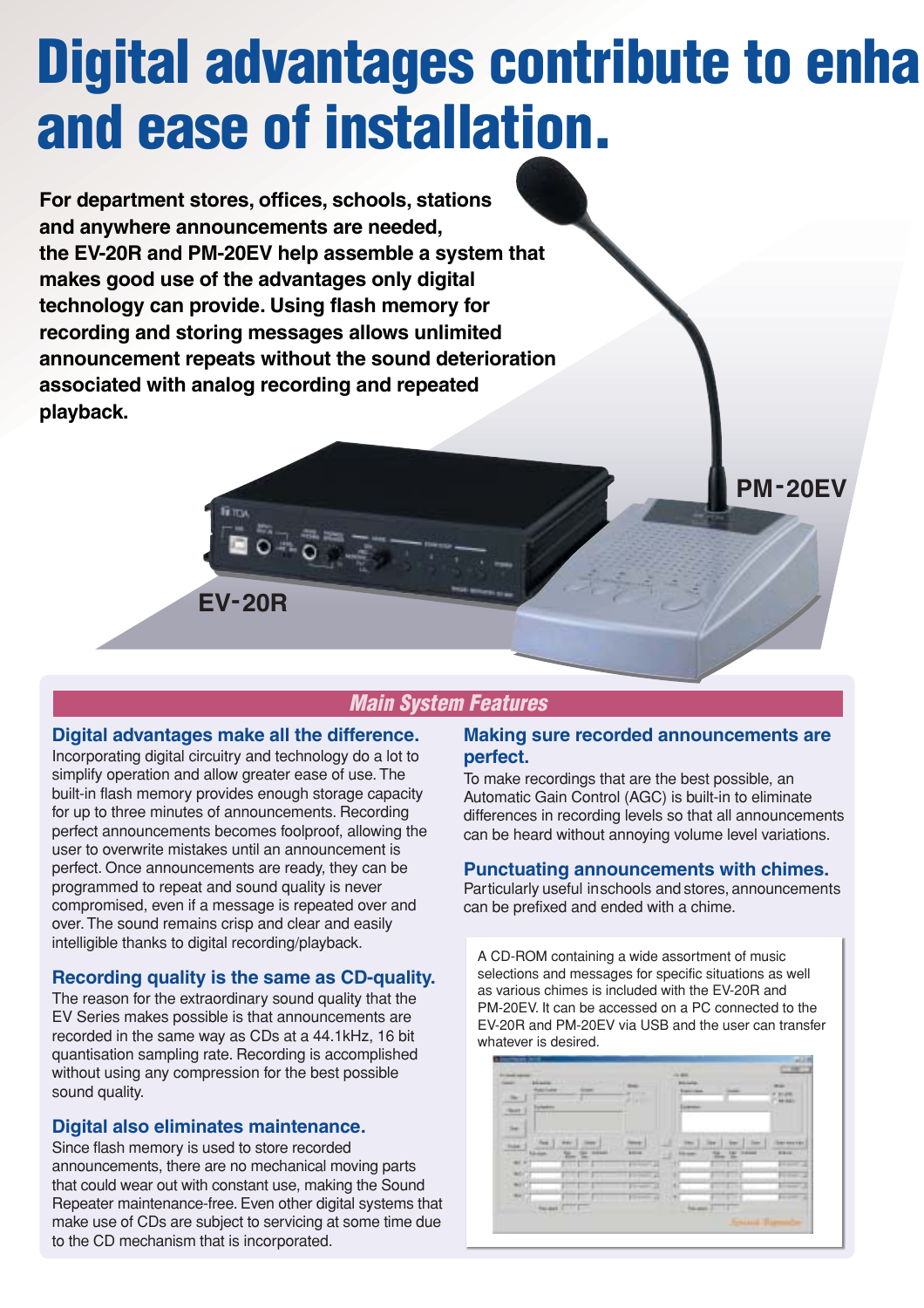# Digital advantages contribute to enha and ease of installation.

**For department stores, offices, schools, stations and anywhere announcements are needed, the EV-20R and PM-20EV help assemble a system that makes good use of the advantages only digital technology can provide. Using flash memory for recording and storing messages allows unlimited announcement repeats without the sound deterioration associated with analog recording and repeated playback.**

PM-20EV

EV-20R

## *Main System Features*

### Digital advantages make all the difference.

Incorporating digital circuitry and technology do a lot to simplify operation and allow greater ease of use. The built-in flash memory provides enough storage capacity for up to three minutes of announcements. Recording perfect announcements becomes foolproof, allowing the user to overwrite mistakes until an announcement is perfect. Once announcements are ready, they can be programmed to repeat and sound quality is never compromised, even if a message is repeated over and over. The sound remains crisp and clear and easily intelligible thanks to digital recording/playback.

### Recording quality is the same as CD-quality.

The reason for the extraordinary sound quality that the EV Series makes possible is that announcements are recorded in the same way as CDs at a 44.1kHz, 16 bit quantisation sampling rate. Recording is accomplished without using any compression for the best possible sound quality.

### Digital also eliminates maintenance.

Since flash memory is used to store recorded announcements, there are no mechanical moving parts that could wear out with constant use, making the Sound Repeater maintenance-free. Even other digital systems that make use of CDs are subject to servicing at some time due to the CD mechanism that is incorporated.

### Making sure recorded announcements are perfect.

To make recordings that are the best possible, an Automatic Gain Control (AGC) is built-in to eliminate differences in recording levels so that all announcements can be heard without annoying volume level variations.

### Punctuating announcements with chimes.

Particularly useful inschools and stores, announcements can be prefixed and ended with a chime.

A CD-ROM containing a wide assortment of music selections and messages for specific situations as well as various chimes is included with the EV-20R and PM-20EV. It can be accessed on a PC connected to the EV-20R and PM-20EV via USB and the user can transfer whatever is desired.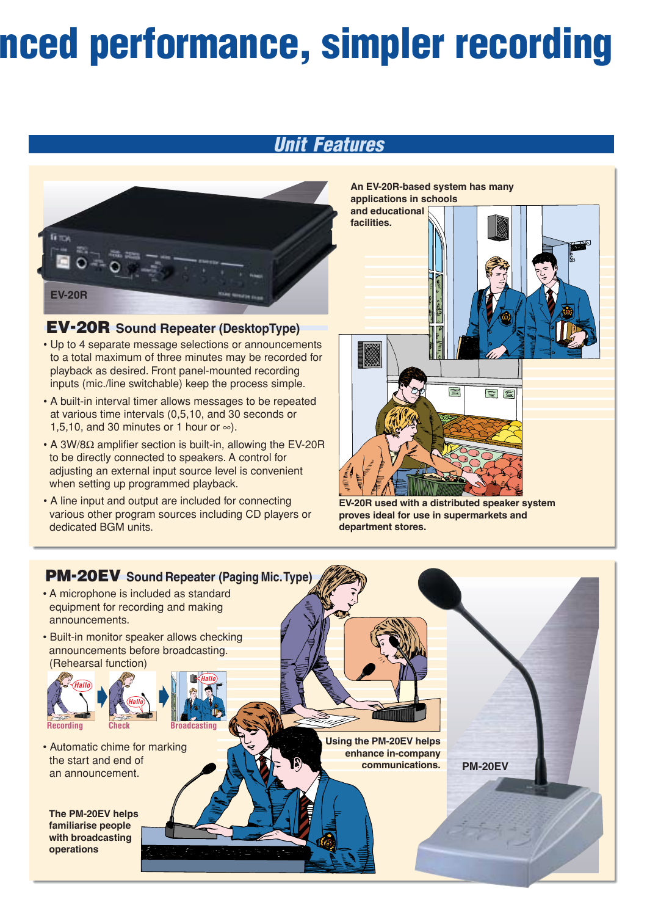# nced performance, simpler recording

## Unit Features

EV-20R

### EV-20R Sound Repeater (DesktopType)

- Up to 4 separate message selections or announcements to a total maximum of three minutes may be recorded for playback as desired. Front panel-mounted recording inputs (mic./line switchable) keep the process simple.
- A built-in interval timer allows messages to be repeated at various time intervals (0,5,10, and 30 seconds or 1,5,10, and 30 minutes or 1 hour or ∞).
- A 3W/8Ω amplifier section is built-in, allowing the EV-20R to be directly connected to speakers. A control for adjusting an external input source level is convenient when setting up programmed playback.
- A line input and output are included for connecting various other program sources including CD players or dedicated BGM units.

**An EV-20R-based system has many applications in schools and educational facilities.**

**EV-20R used with a distributed speaker system proves ideal for use in supermarkets and department stores.**

### PM-20EV Sound Repeater (Paging Mic. Type)

- A microphone is included as standard equipment for recording and making announcements.
- Built-in monitor speaker allows checking announcements before broadcasting. (Rehearsal function)

Recording → Check → Broadcasting

- Automatic chime for marking the start and end of an announcement.

**The PM-20EV helps familiarise people with broadcasting operations**

**Using the PM-20EV helps enhance in-company communications.**

PM-20EV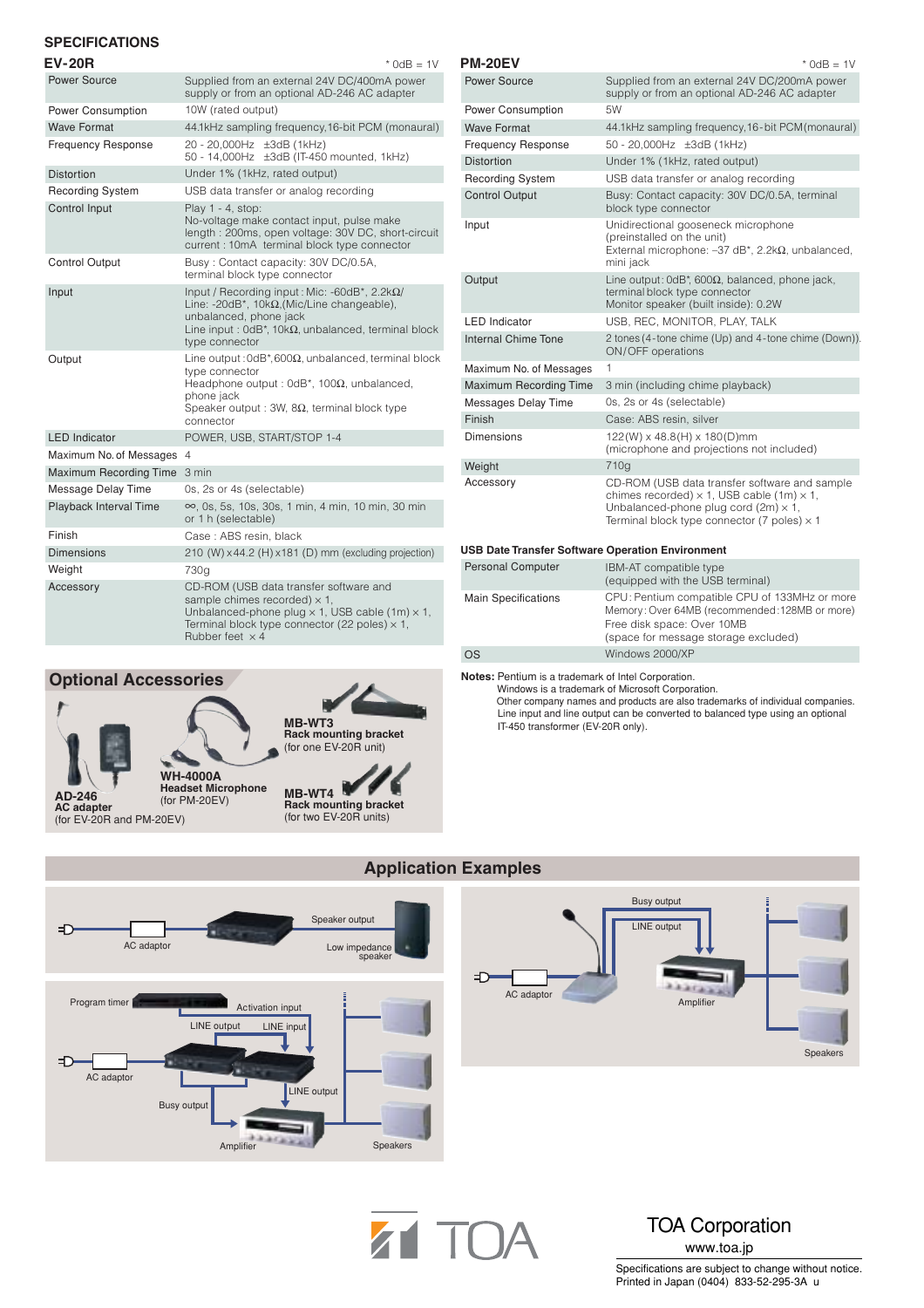## SPECIFICATIONS

### EV-20R

\* 0dB = 1V

| | |
|---|---|
| Power Source | Supplied from an external 24V DC/400mA power supply or from an optional AD-246 AC adapter |
| Power Consumption | 10W (rated output) |
| Wave Format | 44.1kHz sampling frequency,16-bit PCM (monaural) |
| Frequency Response | 20 - 20,000Hz ±3dB (1kHz)<br>50 - 14,000Hz ±3dB (IT-450 mounted, 1kHz) |
| Distortion | Under 1% (1kHz, rated output) |
| Recording System | USB data transfer or analog recording |
| Control Input | Play 1 - 4, stop:<br>No-voltage make contact input, pulse make length : 200ms, open voltage: 30V DC, short-circuit current : 10mA terminal block type connector |
| Control Output | Busy : Contact capacity: 30V DC/0.5A, terminal block type connector |
| Input | Input / Recording input : Mic: -60dB\*, 2.2kΩ/ Line: -20dB\*, 10kΩ,(Mic/Line changeable), unbalanced, phone jack<br>Line input : 0dB\*, 10kΩ, unbalanced, terminal block type connector |
| Output | Line output : 0dB\*, 600Ω, unbalanced, terminal block type connector<br>Headphone output : 0dB\*, 100Ω, unbalanced, phone jack<br>Speaker output : 3W, 8Ω, terminal block type connector |
| LED Indicator | POWER, USB, START/STOP 1-4 |
| Maximum No. of Messages | 4 |
| Maximum Recording Time | 3 min |
| Message Delay Time | 0s, 2s or 4s (selectable) |
| Playback Interval Time | ∞, 0s, 5s, 10s, 30s, 1 min, 4 min, 10 min, 30 min or 1 h (selectable) |
| Finish | Case : ABS resin, black |
| Dimensions | 210 (W) x 44.2 (H) x 181 (D) mm (excluding projection) |
| Weight | 730g |
| Accessory | CD-ROM (USB data transfer software and sample chimes recorded) × 1,<br>Unbalanced-phone plug × 1, USB cable (1m) × 1,<br>Terminal block type connector (22 poles) × 1,<br>Rubber feet × 4 |

### PM-20EV

\* 0dB = 1V

| | |
|---|---|
| Power Source | Supplied from an external 24V DC/200mA power supply or from an optional AD-246 AC adapter |
| Power Consumption | 5W |
| Wave Format | 44.1kHz sampling frequency,16-bit PCM(monaural) |
| Frequency Response | 50 - 20,000Hz ±3dB (1kHz) |
| Distortion | Under 1% (1kHz, rated output) |
| Recording System | USB data transfer or analog recording |
| Control Output | Busy: Contact capacity: 30V DC/0.5A, terminal block type connector |
| Input | Unidirectional gooseneck microphone (preinstalled on the unit)<br>External microphone: –37 dB\*, 2.2kΩ, unbalanced, mini jack |
| Output | Line output: 0dB\*, 600Ω, balanced, phone jack, terminal block type connector<br>Monitor speaker (built inside): 0.2W |
| LED Indicator | USB, REC, MONITOR, PLAY, TALK |
| Internal Chime Tone | 2 tones (4-tone chime (Up) and 4-tone chime (Down)). ON/OFF operations |
| Maximum No. of Messages | 1 |
| Maximum Recording Time | 3 min (including chime playback) |
| Messages Delay Time | 0s, 2s or 4s (selectable) |
| Finish | Case: ABS resin, silver |
| Dimensions | 122(W) x 48.8(H) x 180(D)mm (microphone and projections not included) |
| Weight | 710g |
| Accessory | CD-ROM (USB data transfer software and sample chimes recorded) × 1, USB cable (1m) × 1,<br>Unbalanced-phone plug cord (2m) × 1,<br>Terminal block type connector (7 poles) × 1 |

### USB Date Transfer Software Operation Environment

| | |
|---|---|
| Personal Computer | IBM-AT compatible type (equipped with the USB terminal) |
| Main Specifications | CPU: Pentium compatible CPU of 133MHz or more<br>Memory: Over 64MB (recommended:128MB or more)<br>Free disk space: Over 10MB<br>(space for message storage excluded) |
| OS | Windows 2000/XP |

**Notes:** Pentium is a trademark of Intel Corporation.
Windows is a trademark of Microsoft Corporation.
Other company names and products are also trademarks of individual companies.
Line input and line output can be converted to balanced type using an optional IT-450 transformer (EV-20R only).

## Optional Accessories

**AD-246**
**AC adapter**
(for EV-20R and PM-20EV)

**WH-4000A**
**Headset Microphone**
(for PM-20EV)

**MB-WT3**
**Rack mounting bracket**
(for one EV-20R unit)

**MB-WT4**
**Rack mounting bracket**
(for two EV-20R units)

## Application Examples

AC adaptor
Speaker output
Low impedance speaker

Program timer
Activation input
LINE output
LINE input
AC adaptor
LINE output
Busy output
Amplifier
Speakers

Busy output
LINE output
AC adaptor
Amplifier
Speakers

TOA

TOA Corporation
www.toa.jp

Specifications are subject to change without notice.
Printed in Japan (0404) 833-52-295-3A u